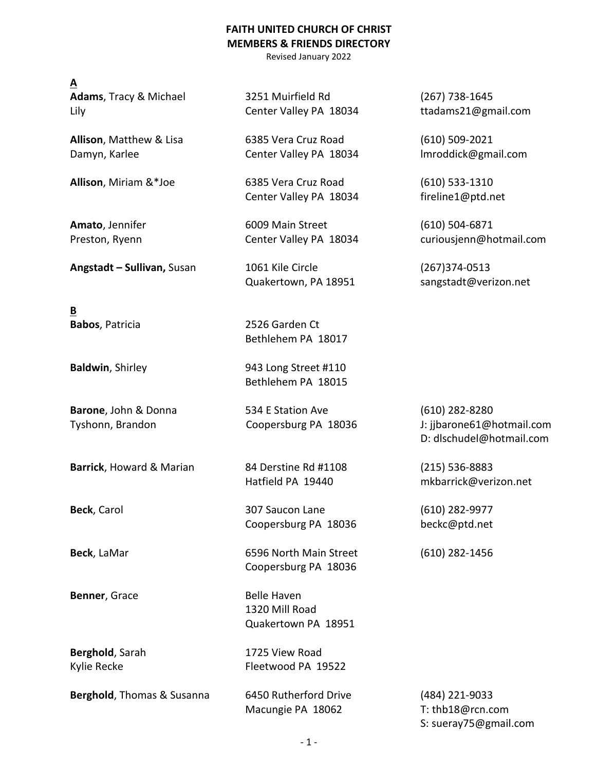# FAITH UNITED CHURCH OF CHRIST
## MEMBERS & FRIENDS DIRECTORY
Revised January 2022

**A**

| Name | Address | Contact |
| --- | --- | --- |
| **Adams**, Tracy & Michael<br>Lily | 3251 Muirfield Rd<br>Center Valley PA 18034 | (267) 738-1645<br>ttadams21@gmail.com |
| **Allison**, Matthew & Lisa<br>Damyn, Karlee | 6385 Vera Cruz Road<br>Center Valley PA 18034 | (610) 509-2021<br>lmroddick@gmail.com |
| **Allison**, Miriam &*Joe | 6385 Vera Cruz Road<br>Center Valley PA 18034 | (610) 533-1310<br>fireline1@ptd.net |
| **Amato**, Jennifer<br>Preston, Ryenn | 6009 Main Street<br>Center Valley PA 18034 | (610) 504-6871<br>curiousjenn@hotmail.com |
| **Angstadt – Sullivan,** Susan | 1061 Kile Circle<br>Quakertown, PA 18951 | (267)374-0513<br>sangstadt@verizon.net |

**B**

| Name | Address | Contact |
| --- | --- | --- |
| **Babos**, Patricia | 2526 Garden Ct<br>Bethlehem PA 18017 | |
| **Baldwin**, Shirley | 943 Long Street #110<br>Bethlehem PA 18015 | |
| **Barone**, John & Donna<br>Tyshonn, Brandon | 534 E Station Ave<br>Coopersburg PA 18036 | (610) 282-8280<br>J: jjbarone61@hotmail.com<br>D: dlschudel@hotmail.com |
| **Barrick**, Howard & Marian | 84 Derstine Rd #1108<br>Hatfield PA 19440 | (215) 536-8883<br>mkbarrick@verizon.net |
| **Beck**, Carol | 307 Saucon Lane<br>Coopersburg PA 18036 | (610) 282-9977<br>beckc@ptd.net |
| **Beck**, LaMar | 6596 North Main Street<br>Coopersburg PA 18036 | (610) 282-1456 |
| **Benner**, Grace | Belle Haven<br>1320 Mill Road<br>Quakertown PA 18951 | |
| **Berghold**, Sarah<br>Kylie Recke | 1725 View Road<br>Fleetwood PA 19522 | |
| **Berghold**, Thomas & Susanna | 6450 Rutherford Drive<br>Macungie PA 18062 | (484) 221-9033<br>T: thb18@rcn.com<br>S: sueray75@gmail.com |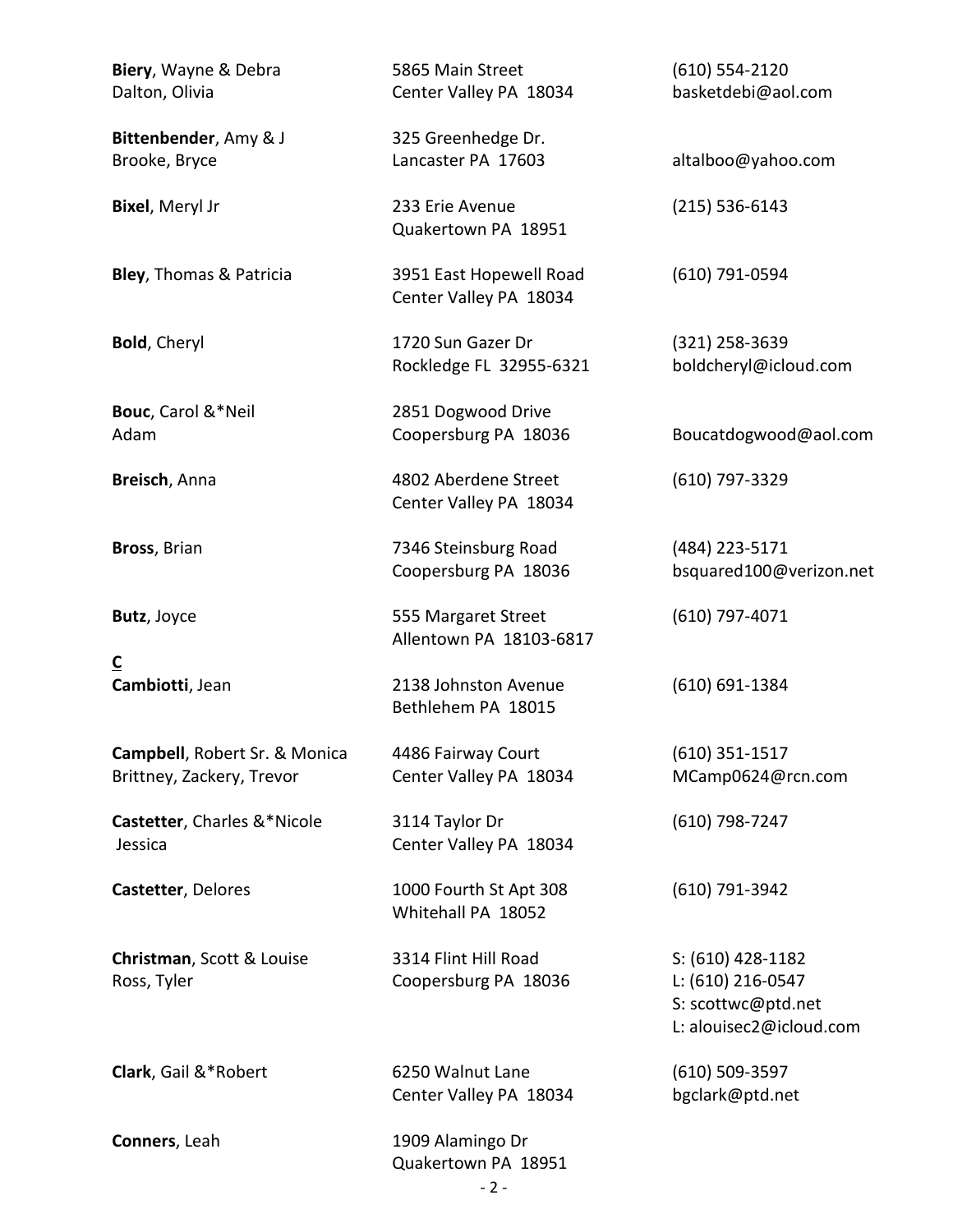| | | |
|---|---|---|
| **Biery**, Wayne & Debra<br>Dalton, Olivia | 5865 Main Street<br>Center Valley PA 18034 | (610) 554-2120<br>basketdebi@aol.com |
| **Bittenbender**, Amy & J<br>Brooke, Bryce | 325 Greenhedge Dr.<br>Lancaster PA 17603 | altalboo@yahoo.com |
| **Bixel**, Meryl Jr | 233 Erie Avenue<br>Quakertown PA 18951 | (215) 536-6143 |
| **Bley**, Thomas & Patricia | 3951 East Hopewell Road<br>Center Valley PA 18034 | (610) 791-0594 |
| **Bold**, Cheryl | 1720 Sun Gazer Dr<br>Rockledge FL 32955-6321 | (321) 258-3639<br>boldcheryl@icloud.com |
| **Bouc**, Carol &*Neil<br>Adam | 2851 Dogwood Drive<br>Coopersburg PA 18036 | Boucatdogwood@aol.com |
| **Breisch**, Anna | 4802 Aberdene Street<br>Center Valley PA 18034 | (610) 797-3329 |
| **Bross**, Brian | 7346 Steinsburg Road<br>Coopersburg PA 18036 | (484) 223-5171<br>bsquared100@verizon.net |
| **Butz**, Joyce | 555 Margaret Street<br>Allentown PA 18103-6817 | (610) 797-4071 |

## C

| | | |
|---|---|---|
| **Cambiotti**, Jean | 2138 Johnston Avenue<br>Bethlehem PA 18015 | (610) 691-1384 |
| **Campbell**, Robert Sr. & Monica<br>Brittney, Zackery, Trevor | 4486 Fairway Court<br>Center Valley PA 18034 | (610) 351-1517<br>MCamp0624@rcn.com |
| **Castetter**, Charles &*Nicole<br>Jessica | 3114 Taylor Dr<br>Center Valley PA 18034 | (610) 798-7247 |
| **Castetter**, Delores | 1000 Fourth St Apt 308<br>Whitehall PA 18052 | (610) 791-3942 |
| **Christman**, Scott & Louise<br>Ross, Tyler | 3314 Flint Hill Road<br>Coopersburg PA 18036 | S: (610) 428-1182<br>L: (610) 216-0547<br>S: scottwc@ptd.net<br>L: alouisec2@icloud.com |
| **Clark**, Gail &*Robert | 6250 Walnut Lane<br>Center Valley PA 18034 | (610) 509-3597<br>bgclark@ptd.net |
| **Conners**, Leah | 1909 Alamingo Dr<br>Quakertown PA 18951 | |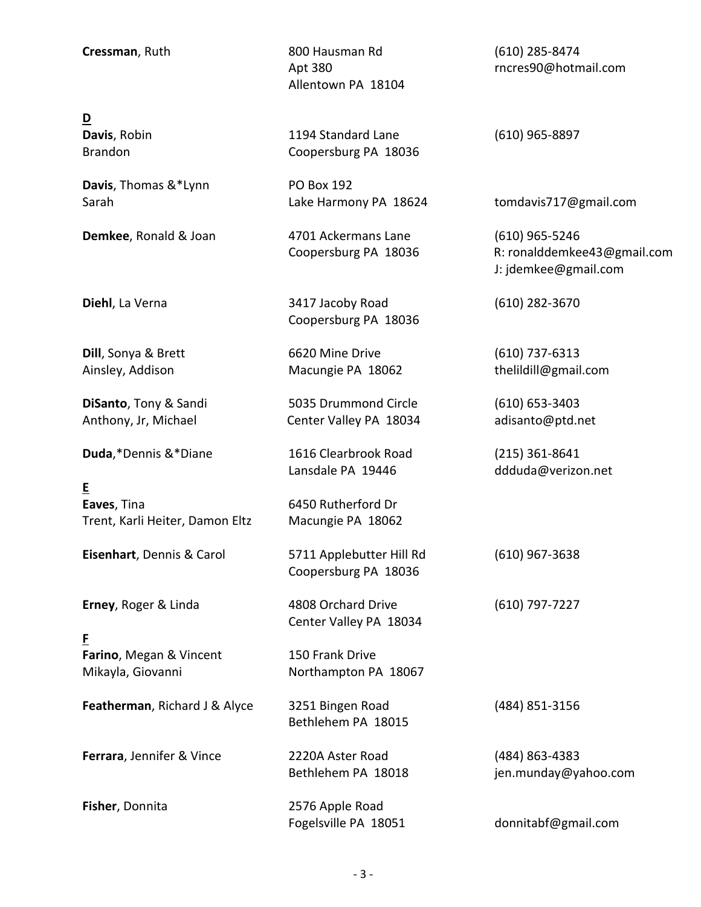| | | |
|---|---|---|
| **Cressman**, Ruth | 800 Hausman Rd<br>Apt 380<br>Allentown PA 18104 | (610) 285-8474<br>rncres90@hotmail.com |

**D**

| | | |
|---|---|---|
| **Davis**, Robin<br>Brandon | 1194 Standard Lane<br>Coopersburg PA 18036 | (610) 965-8897 |
| **Davis**, Thomas &*Lynn<br>Sarah | PO Box 192<br>Lake Harmony PA 18624 | tomdavis717@gmail.com |
| **Demkee**, Ronald & Joan | 4701 Ackermans Lane<br>Coopersburg PA 18036 | (610) 965-5246<br>R: ronalddemkee43@gmail.com<br>J: jdemkee@gmail.com |
| **Diehl**, La Verna | 3417 Jacoby Road<br>Coopersburg PA 18036 | (610) 282-3670 |
| **Dill**, Sonya & Brett<br>Ainsley, Addison | 6620 Mine Drive<br>Macungie PA 18062 | (610) 737-6313<br>thelildill@gmail.com |
| **DiSanto**, Tony & Sandi<br>Anthony, Jr, Michael | 5035 Drummond Circle<br>Center Valley PA 18034 | (610) 653-3403<br>adisanto@ptd.net |
| **Duda**,*Dennis &*Diane | 1616 Clearbrook Road<br>Lansdale PA 19446 | (215) 361-8641<br>ddduda@verizon.net |

**E**

| | | |
|---|---|---|
| **Eaves**, Tina<br>Trent, Karli Heiter, Damon Eltz | 6450 Rutherford Dr<br>Macungie PA 18062 | |
| **Eisenhart**, Dennis & Carol | 5711 Applebutter Hill Rd<br>Coopersburg PA 18036 | (610) 967-3638 |
| **Erney**, Roger & Linda | 4808 Orchard Drive<br>Center Valley PA 18034 | (610) 797-7227 |

**F**

| | | |
|---|---|---|
| **Farino**, Megan & Vincent<br>Mikayla, Giovanni | 150 Frank Drive<br>Northampton PA 18067 | |
| **Featherman**, Richard J & Alyce | 3251 Bingen Road<br>Bethlehem PA 18015 | (484) 851-3156 |
| **Ferrara**, Jennifer & Vince | 2220A Aster Road<br>Bethlehem PA 18018 | (484) 863-4383<br>jen.munday@yahoo.com |
| **Fisher**, Donnita | 2576 Apple Road<br>Fogelsville PA 18051 | donnitabf@gmail.com |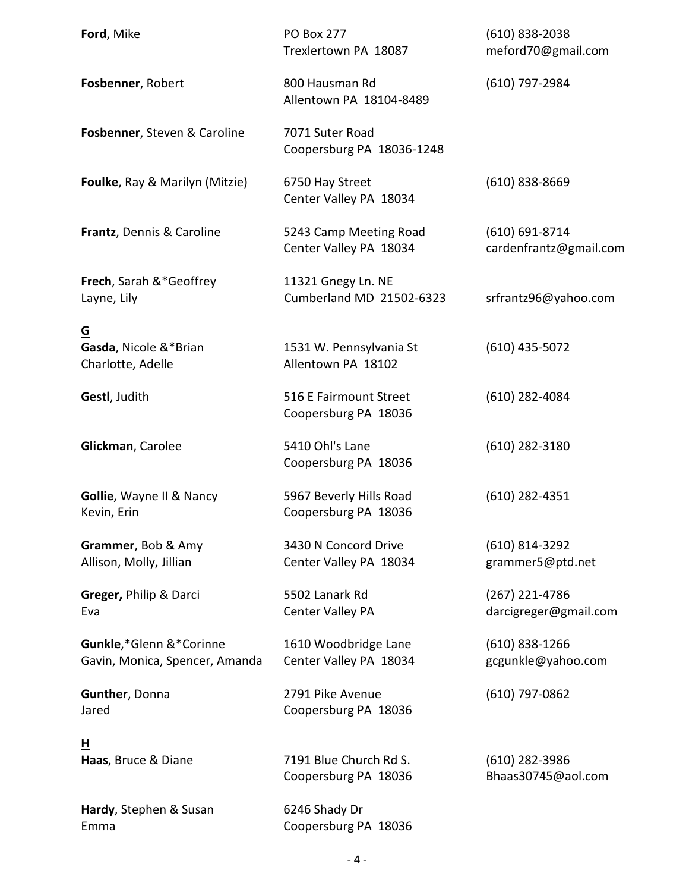**Ford**, Mike
PO Box 277
Trexlertown PA 18087
(610) 838-2038
meford70@gmail.com

**Fosbenner**, Robert
800 Hausman Rd
Allentown PA 18104-8489
(610) 797-2984

**Fosbenner**, Steven & Caroline
7071 Suter Road
Coopersburg PA 18036-1248

**Foulke**, Ray & Marilyn (Mitzie)
6750 Hay Street
Center Valley PA 18034
(610) 838-8669

**Frantz**, Dennis & Caroline
5243 Camp Meeting Road
Center Valley PA 18034
(610) 691-8714
cardenfrantz@gmail.com

**Frech**, Sarah &*Geoffrey
Layne, Lily
11321 Gnegy Ln. NE
Cumberland MD 21502-6323
srfrantz96@yahoo.com

**G**

**Gasda**, Nicole &*Brian
Charlotte, Adelle
1531 W. Pennsylvania St
Allentown PA 18102
(610) 435-5072

**Gestl**, Judith
516 E Fairmount Street
Coopersburg PA 18036
(610) 282-4084

**Glickman**, Carolee
5410 Ohl's Lane
Coopersburg PA 18036
(610) 282-3180

**Gollie**, Wayne II & Nancy
Kevin, Erin
5967 Beverly Hills Road
Coopersburg PA 18036
(610) 282-4351

**Grammer**, Bob & Amy
Allison, Molly, Jillian
3430 N Concord Drive
Center Valley PA 18034
(610) 814-3292
grammer5@ptd.net

**Greger,** Philip & Darci
Eva
5502 Lanark Rd
Center Valley PA
(267) 221-4786
darcigreger@gmail.com

**Gunkle**,*Glenn &*Corinne
Gavin, Monica, Spencer, Amanda
1610 Woodbridge Lane
Center Valley PA 18034
(610) 838-1266
gcgunkle@yahoo.com

**Gunther**, Donna
Jared
2791 Pike Avenue
Coopersburg PA 18036
(610) 797-0862

**H**

**Haas**, Bruce & Diane
7191 Blue Church Rd S.
Coopersburg PA 18036
(610) 282-3986
Bhaas30745@aol.com

**Hardy**, Stephen & Susan
Emma
6246 Shady Dr
Coopersburg PA 18036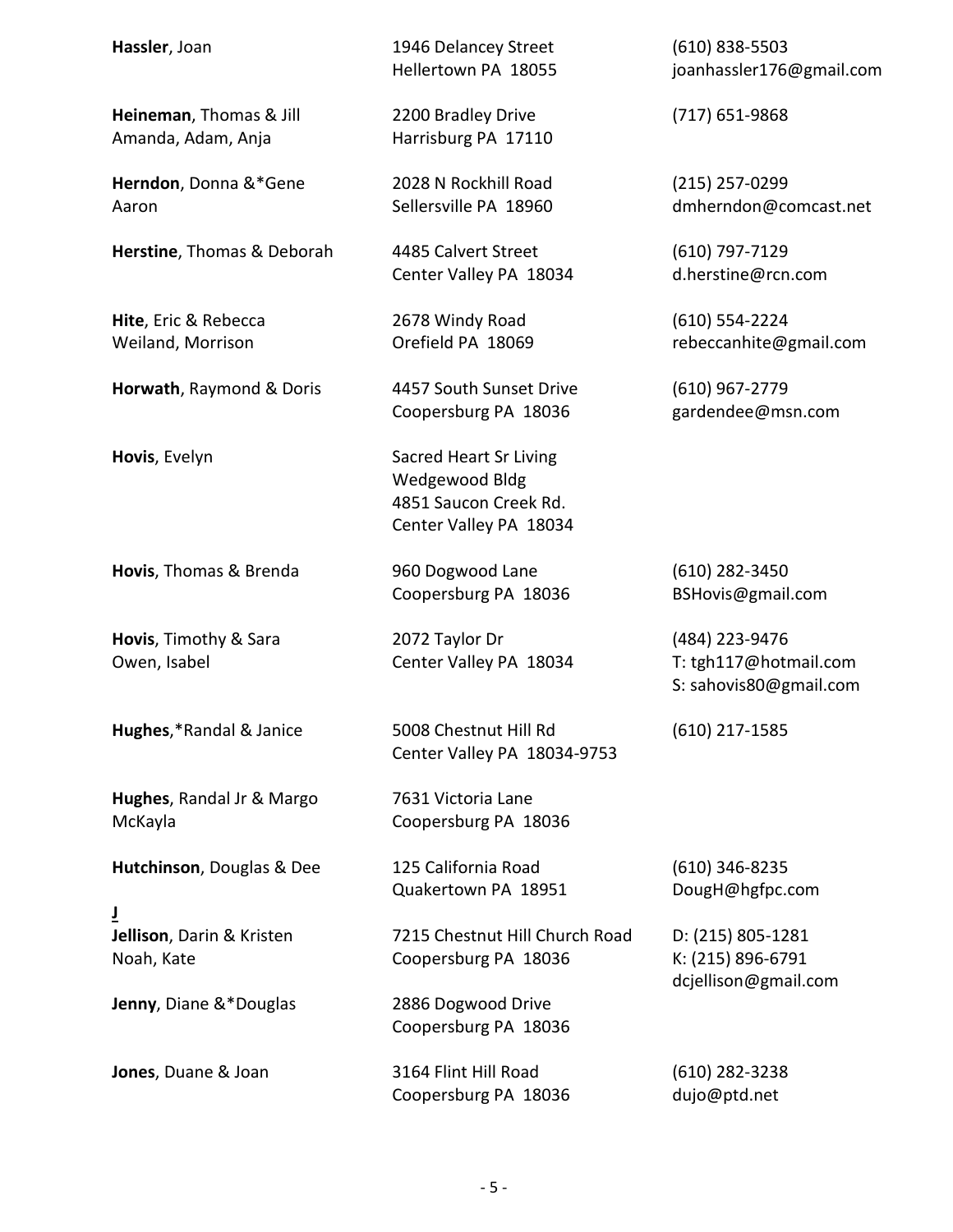| Name | Address | Contact |
|---|---|---|
| **Hassler**, Joan | 1946 Delancey Street<br>Hellertown PA 18055 | (610) 838-5503<br>joanhassler176@gmail.com |
| **Heineman**, Thomas & Jill<br>Amanda, Adam, Anja | 2200 Bradley Drive<br>Harrisburg PA 17110 | (717) 651-9868 |
| **Herndon**, Donna &*Gene<br>Aaron | 2028 N Rockhill Road<br>Sellersville PA 18960 | (215) 257-0299<br>dmherndon@comcast.net |
| **Herstine**, Thomas & Deborah | 4485 Calvert Street<br>Center Valley PA 18034 | (610) 797-7129<br>d.herstine@rcn.com |
| **Hite**, Eric & Rebecca<br>Weiland, Morrison | 2678 Windy Road<br>Orefield PA 18069 | (610) 554-2224<br>rebeccanhite@gmail.com |
| **Horwath**, Raymond & Doris | 4457 South Sunset Drive<br>Coopersburg PA 18036 | (610) 967-2779<br>gardendee@msn.com |
| **Hovis**, Evelyn | Sacred Heart Sr Living<br>Wedgewood Bldg<br>4851 Saucon Creek Rd.<br>Center Valley PA 18034 | |
| **Hovis**, Thomas & Brenda | 960 Dogwood Lane<br>Coopersburg PA 18036 | (610) 282-3450<br>BSHovis@gmail.com |
| **Hovis**, Timothy & Sara<br>Owen, Isabel | 2072 Taylor Dr<br>Center Valley PA 18034 | (484) 223-9476<br>T: tgh117@hotmail.com<br>S: sahovis80@gmail.com |
| **Hughes**,*Randal & Janice | 5008 Chestnut Hill Rd<br>Center Valley PA 18034-9753 | (610) 217-1585 |
| **Hughes**, Randal Jr & Margo<br>McKayla | 7631 Victoria Lane<br>Coopersburg PA 18036 | |
| **Hutchinson**, Douglas & Dee | 125 California Road<br>Quakertown PA 18951 | (610) 346-8235<br>DougH@hgfpc.com |

**J**

| Name | Address | Contact |
|---|---|---|
| **Jellison**, Darin & Kristen<br>Noah, Kate | 7215 Chestnut Hill Church Road<br>Coopersburg PA 18036 | D: (215) 805-1281<br>K: (215) 896-6791<br>dcjellison@gmail.com |
| **Jenny**, Diane &*Douglas | 2886 Dogwood Drive<br>Coopersburg PA 18036 | |
| **Jones**, Duane & Joan | 3164 Flint Hill Road<br>Coopersburg PA 18036 | (610) 282-3238<br>dujo@ptd.net |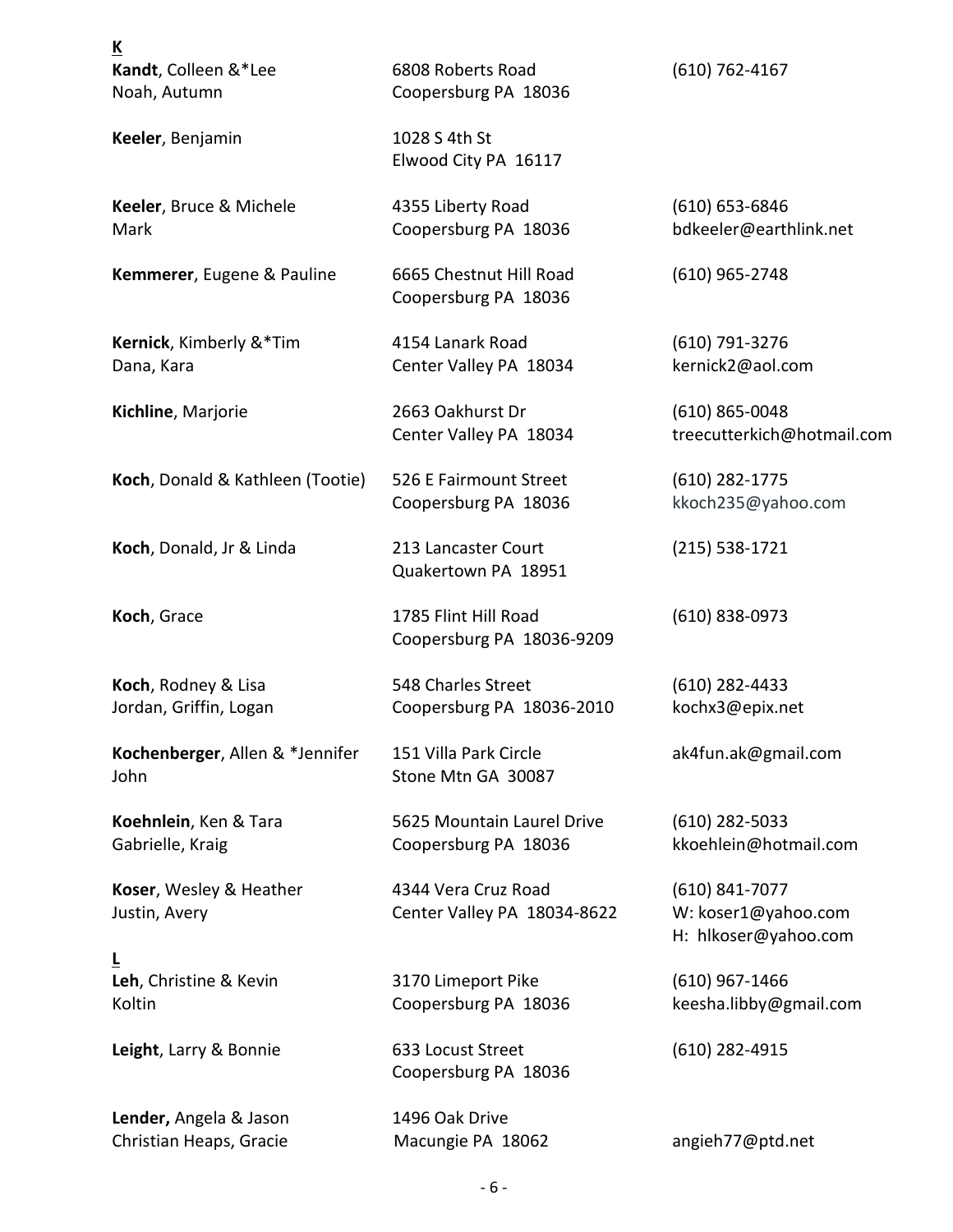**K**

| | | |
|---|---|---|
| **Kandt**, Colleen &*Lee<br>Noah, Autumn | 6808 Roberts Road<br>Coopersburg PA 18036 | (610) 762-4167 |
| **Keeler**, Benjamin | 1028 S 4th St<br>Elwood City PA 16117 | |
| **Keeler**, Bruce & Michele<br>Mark | 4355 Liberty Road<br>Coopersburg PA 18036 | (610) 653-6846<br>bdkeeler@earthlink.net |
| **Kemmerer**, Eugene & Pauline | 6665 Chestnut Hill Road<br>Coopersburg PA 18036 | (610) 965-2748 |
| **Kernick**, Kimberly &*Tim<br>Dana, Kara | 4154 Lanark Road<br>Center Valley PA 18034 | (610) 791-3276<br>kernick2@aol.com |
| **Kichline**, Marjorie | 2663 Oakhurst Dr<br>Center Valley PA 18034 | (610) 865-0048<br>treecutterkich@hotmail.com |
| **Koch**, Donald & Kathleen (Tootie) | 526 E Fairmount Street<br>Coopersburg PA 18036 | (610) 282-1775<br>kkoch235@yahoo.com |
| **Koch**, Donald, Jr & Linda | 213 Lancaster Court<br>Quakertown PA 18951 | (215) 538-1721 |
| **Koch**, Grace | 1785 Flint Hill Road<br>Coopersburg PA 18036-9209 | (610) 838-0973 |
| **Koch**, Rodney & Lisa<br>Jordan, Griffin, Logan | 548 Charles Street<br>Coopersburg PA 18036-2010 | (610) 282-4433<br>kochx3@epix.net |
| **Kochenberger**, Allen & *Jennifer<br>John | 151 Villa Park Circle<br>Stone Mtn GA 30087 | ak4fun.ak@gmail.com |
| **Koehnlein**, Ken & Tara<br>Gabrielle, Kraig | 5625 Mountain Laurel Drive<br>Coopersburg PA 18036 | (610) 282-5033<br>kkoehlein@hotmail.com |
| **Koser**, Wesley & Heather<br>Justin, Avery | 4344 Vera Cruz Road<br>Center Valley PA 18034-8622 | (610) 841-7077<br>W: koser1@yahoo.com<br>H: hlkoser@yahoo.com |

**L**

| | | |
|---|---|---|
| **Leh**, Christine & Kevin<br>Koltin | 3170 Limeport Pike<br>Coopersburg PA 18036 | (610) 967-1466<br>keesha.libby@gmail.com |
| **Leight**, Larry & Bonnie | 633 Locust Street<br>Coopersburg PA 18036 | (610) 282-4915 |
| **Lender,** Angela & Jason<br>Christian Heaps, Gracie | 1496 Oak Drive<br>Macungie PA 18062 | angieh77@ptd.net |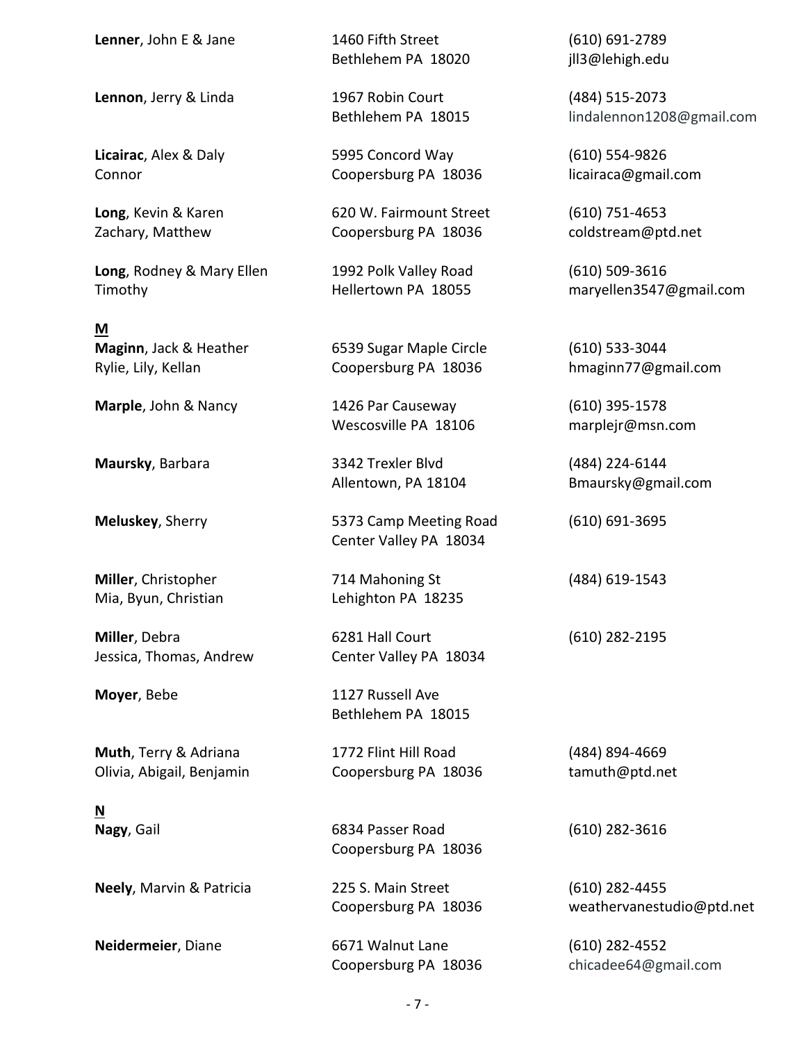| | | |
|---|---|---|
| **Lenner**, John E & Jane | 1460 Fifth Street<br>Bethlehem PA 18020 | (610) 691-2789<br>jll3@lehigh.edu |
| **Lennon**, Jerry & Linda | 1967 Robin Court<br>Bethlehem PA 18015 | (484) 515-2073<br>lindalennon1208@gmail.com |
| **Licairac**, Alex & Daly<br>Connor | 5995 Concord Way<br>Coopersburg PA 18036 | (610) 554-9826<br>licairaca@gmail.com |
| **Long**, Kevin & Karen<br>Zachary, Matthew | 620 W. Fairmount Street<br>Coopersburg PA 18036 | (610) 751-4653<br>coldstream@ptd.net |
| **Long**, Rodney & Mary Ellen<br>Timothy | 1992 Polk Valley Road<br>Hellertown PA 18055 | (610) 509-3616<br>maryellen3547@gmail.com |

**M**

| | | |
|---|---|---|
| **Maginn**, Jack & Heather<br>Rylie, Lily, Kellan | 6539 Sugar Maple Circle<br>Coopersburg PA 18036 | (610) 533-3044<br>hmaginn77@gmail.com |
| **Marple**, John & Nancy | 1426 Par Causeway<br>Wescosville PA 18106 | (610) 395-1578<br>marplejr@msn.com |
| **Maursky**, Barbara | 3342 Trexler Blvd<br>Allentown, PA 18104 | (484) 224-6144<br>Bmaursky@gmail.com |
| **Meluskey**, Sherry | 5373 Camp Meeting Road<br>Center Valley PA 18034 | (610) 691-3695 |
| **Miller**, Christopher<br>Mia, Byun, Christian | 714 Mahoning St<br>Lehighton PA 18235 | (484) 619-1543 |
| **Miller**, Debra<br>Jessica, Thomas, Andrew | 6281 Hall Court<br>Center Valley PA 18034 | (610) 282-2195 |
| **Moyer**, Bebe | 1127 Russell Ave<br>Bethlehem PA 18015 | |
| **Muth**, Terry & Adriana<br>Olivia, Abigail, Benjamin | 1772 Flint Hill Road<br>Coopersburg PA 18036 | (484) 894-4669<br>tamuth@ptd.net |

**N**

| | | |
|---|---|---|
| **Nagy**, Gail | 6834 Passer Road<br>Coopersburg PA 18036 | (610) 282-3616 |
| **Neely**, Marvin & Patricia | 225 S. Main Street<br>Coopersburg PA 18036 | (610) 282-4455<br>weathervanestudio@ptd.net |
| **Neidermeier**, Diane | 6671 Walnut Lane<br>Coopersburg PA 18036 | (610) 282-4552<br>chicadee64@gmail.com |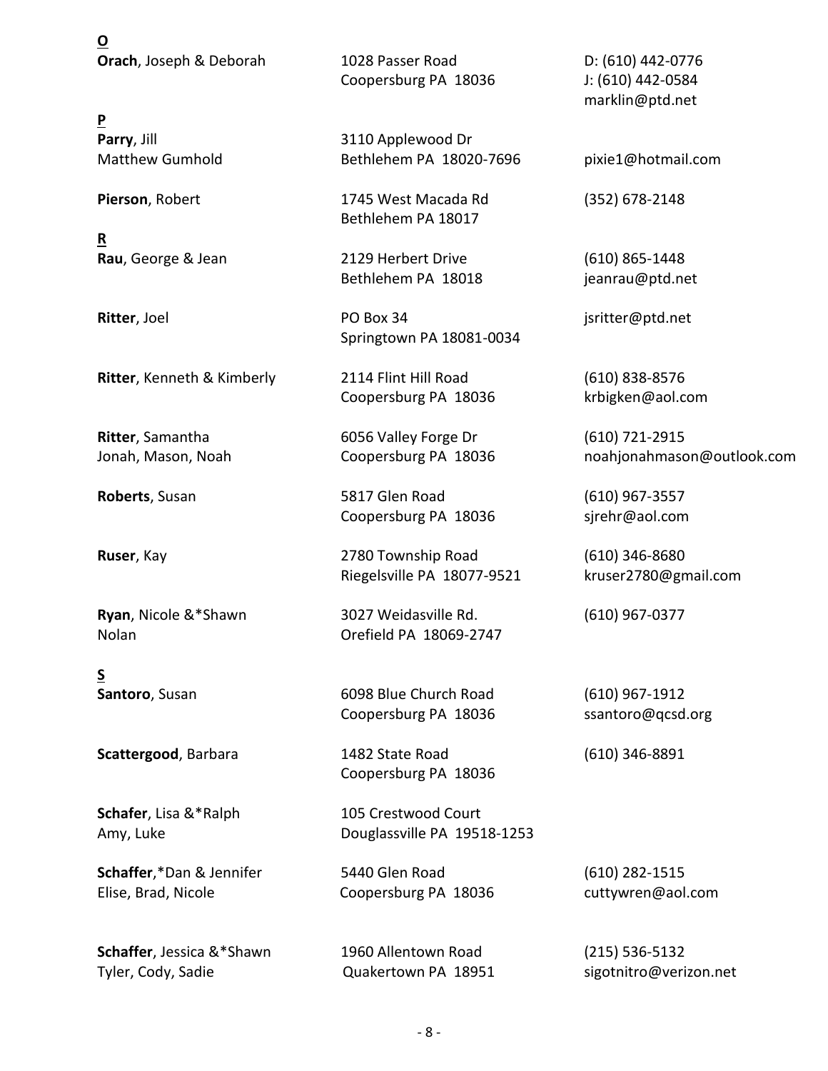**O**

**Orach**, Joseph & Deborah
1028 Passer Road
Coopersburg PA 18036
D: (610) 442-0776
J: (610) 442-0584
marklin@ptd.net

**P**

**Parry**, Jill
Matthew Gumhold
3110 Applewood Dr
Bethlehem PA 18020-7696
pixie1@hotmail.com

**Pierson**, Robert
1745 West Macada Rd
Bethlehem PA 18017
(352) 678-2148

**R**

**Rau**, George & Jean
2129 Herbert Drive
Bethlehem PA 18018
(610) 865-1448
jeanrau@ptd.net

**Ritter**, Joel
PO Box 34
Springtown PA 18081-0034
jsritter@ptd.net

**Ritter**, Kenneth & Kimberly
2114 Flint Hill Road
Coopersburg PA 18036
(610) 838-8576
krbigken@aol.com

**Ritter**, Samantha
Jonah, Mason, Noah
6056 Valley Forge Dr
Coopersburg PA 18036
(610) 721-2915
noahjonahmason@outlook.com

**Roberts**, Susan
5817 Glen Road
Coopersburg PA 18036
(610) 967-3557
sjrehr@aol.com

**Ruser**, Kay
2780 Township Road
Riegelsville PA 18077-9521
(610) 346-8680
kruser2780@gmail.com

**Ryan**, Nicole &*Shawn
Nolan
3027 Weidasville Rd.
Orefield PA 18069-2747
(610) 967-0377

**S**

**Santoro**, Susan
6098 Blue Church Road
Coopersburg PA 18036
(610) 967-1912
ssantoro@qcsd.org

**Scattergood**, Barbara
1482 State Road
Coopersburg PA 18036
(610) 346-8891

**Schafer**, Lisa &*Ralph
Amy, Luke
105 Crestwood Court
Douglassville PA 19518-1253

**Schaffer**,*Dan & Jennifer
Elise, Brad, Nicole
5440 Glen Road
Coopersburg PA 18036
(610) 282-1515
cuttywren@aol.com

**Schaffer**, Jessica &*Shawn
Tyler, Cody, Sadie
1960 Allentown Road
Quakertown PA 18951
(215) 536-5132
sigotnitro@verizon.net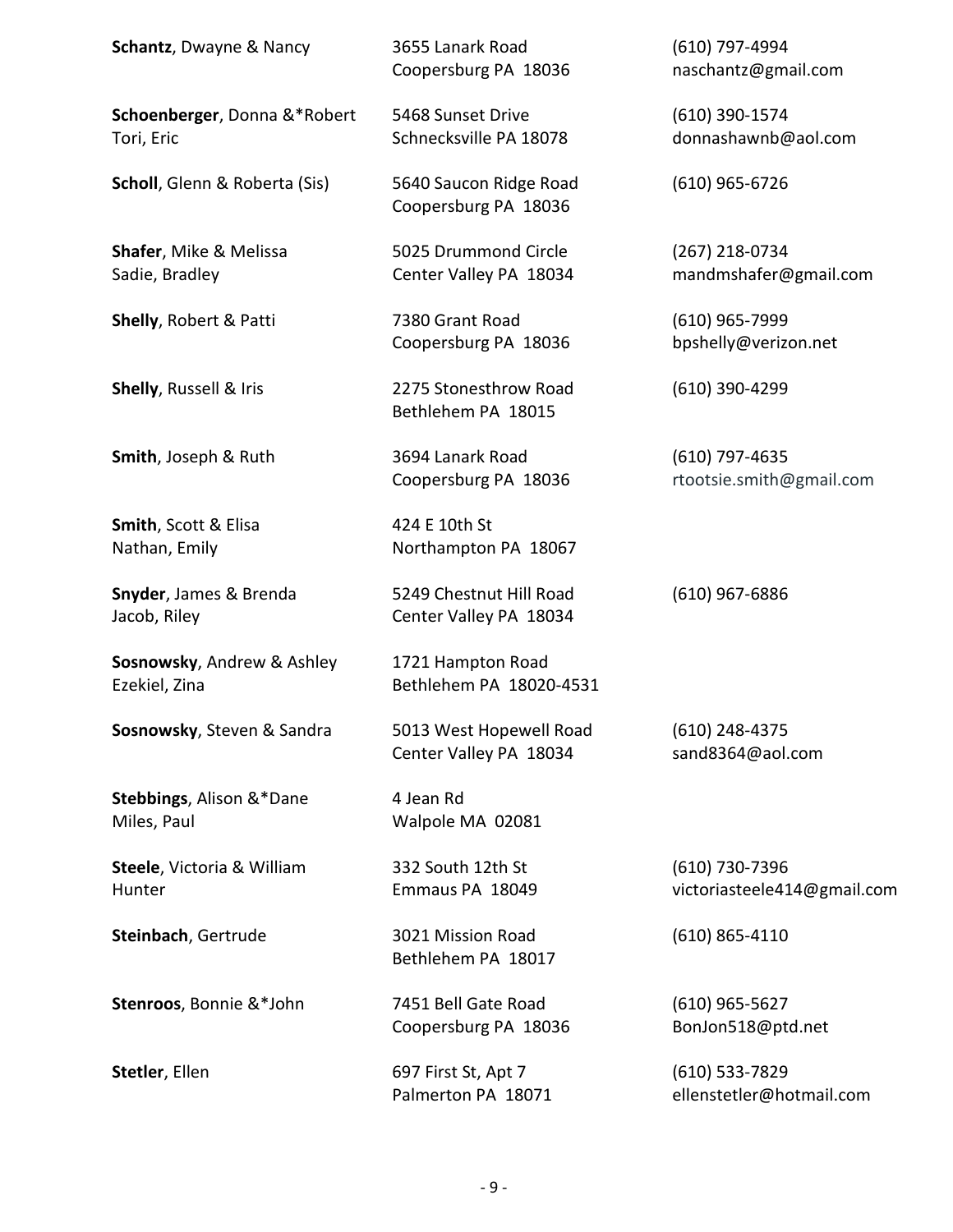| | | |
|---|---|---|
| **Schantz**, Dwayne & Nancy | 3655 Lanark Road<br>Coopersburg PA 18036 | (610) 797-4994<br>naschantz@gmail.com |
| **Schoenberger**, Donna &*Robert<br>Tori, Eric | 5468 Sunset Drive<br>Schnecksville PA 18078 | (610) 390-1574<br>donnashawnb@aol.com |
| **Scholl**, Glenn & Roberta (Sis) | 5640 Saucon Ridge Road<br>Coopersburg PA 18036 | (610) 965-6726 |
| **Shafer**, Mike & Melissa<br>Sadie, Bradley | 5025 Drummond Circle<br>Center Valley PA 18034 | (267) 218-0734<br>mandmshafer@gmail.com |
| **Shelly**, Robert & Patti | 7380 Grant Road<br>Coopersburg PA 18036 | (610) 965-7999<br>bpshelly@verizon.net |
| **Shelly**, Russell & Iris | 2275 Stonesthrow Road<br>Bethlehem PA 18015 | (610) 390-4299 |
| **Smith**, Joseph & Ruth | 3694 Lanark Road<br>Coopersburg PA 18036 | (610) 797-4635<br>rtootsie.smith@gmail.com |
| **Smith**, Scott & Elisa<br>Nathan, Emily | 424 E 10th St<br>Northampton PA 18067 | |
| **Snyder**, James & Brenda<br>Jacob, Riley | 5249 Chestnut Hill Road<br>Center Valley PA 18034 | (610) 967-6886 |
| **Sosnowsky**, Andrew & Ashley<br>Ezekiel, Zina | 1721 Hampton Road<br>Bethlehem PA 18020-4531 | |
| **Sosnowsky**, Steven & Sandra | 5013 West Hopewell Road<br>Center Valley PA 18034 | (610) 248-4375<br>sand8364@aol.com |
| **Stebbings**, Alison &*Dane<br>Miles, Paul | 4 Jean Rd<br>Walpole MA 02081 | |
| **Steele**, Victoria & William<br>Hunter | 332 South 12th St<br>Emmaus PA 18049 | (610) 730-7396<br>victoriasteele414@gmail.com |
| **Steinbach**, Gertrude | 3021 Mission Road<br>Bethlehem PA 18017 | (610) 865-4110 |
| **Stenroos**, Bonnie &*John | 7451 Bell Gate Road<br>Coopersburg PA 18036 | (610) 965-5627<br>BonJon518@ptd.net |
| **Stetler**, Ellen | 697 First St, Apt 7<br>Palmerton PA 18071 | (610) 533-7829<br>ellenstetler@hotmail.com |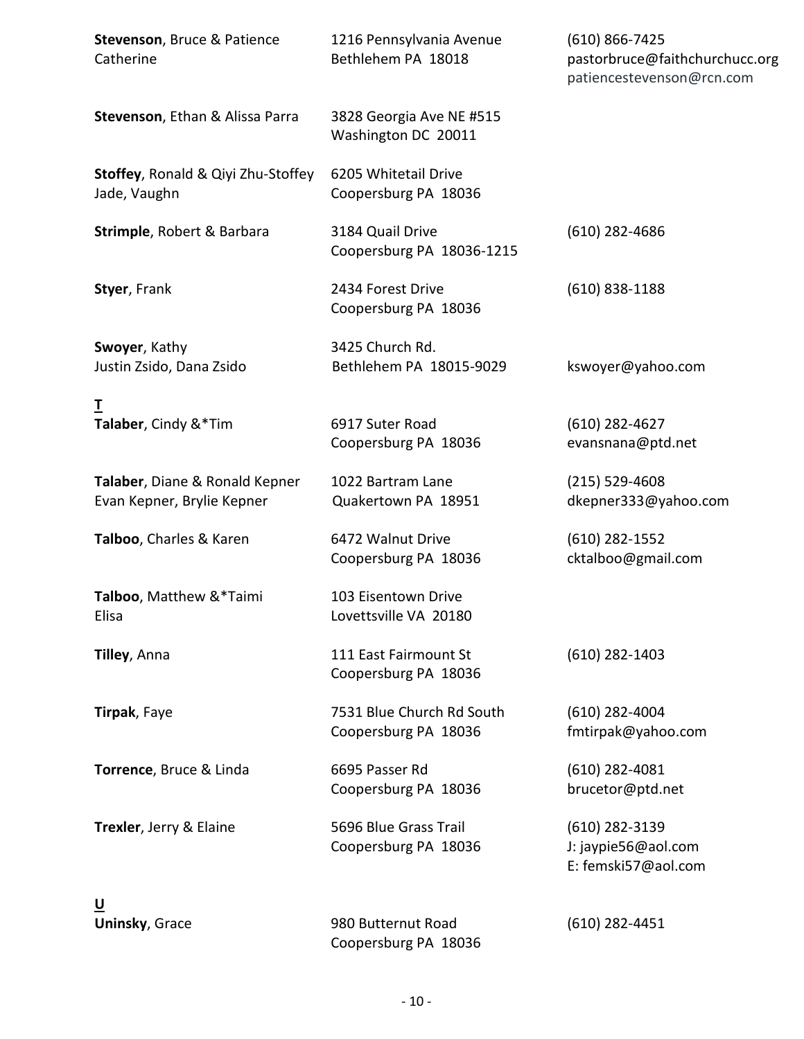| Name | Address | Contact |
|---|---|---|
| **Stevenson**, Bruce & Patience<br>Catherine | 1216 Pennsylvania Avenue<br>Bethlehem PA 18018 | (610) 866-7425<br>pastorbruce@faithchurchucc.org<br>patiencestevenson@rcn.com |
| **Stevenson**, Ethan & Alissa Parra | 3828 Georgia Ave NE #515<br>Washington DC 20011 | |
| **Stoffey**, Ronald & Qiyi Zhu-Stoffey<br>Jade, Vaughn | 6205 Whitetail Drive<br>Coopersburg PA 18036 | |
| **Strimple**, Robert & Barbara | 3184 Quail Drive<br>Coopersburg PA 18036-1215 | (610) 282-4686 |
| **Styer**, Frank | 2434 Forest Drive<br>Coopersburg PA 18036 | (610) 838-1188 |
| **Swoyer**, Kathy<br>Justin Zsido, Dana Zsido | 3425 Church Rd.<br>Bethlehem PA 18015-9029 | kswoyer@yahoo.com |

**T**

| Name | Address | Contact |
|---|---|---|
| **Talaber**, Cindy &*Tim | 6917 Suter Road<br>Coopersburg PA 18036 | (610) 282-4627<br>evansnana@ptd.net |
| **Talaber**, Diane & Ronald Kepner<br>Evan Kepner, Brylie Kepner | 1022 Bartram Lane<br>Quakertown PA 18951 | (215) 529-4608<br>dkepner333@yahoo.com |
| **Talboo**, Charles & Karen | 6472 Walnut Drive<br>Coopersburg PA 18036 | (610) 282-1552<br>cktalboo@gmail.com |
| **Talboo**, Matthew &*Taimi<br>Elisa | 103 Eisentown Drive<br>Lovettsville VA 20180 | |
| **Tilley**, Anna | 111 East Fairmount St<br>Coopersburg PA 18036 | (610) 282-1403 |
| **Tirpak**, Faye | 7531 Blue Church Rd South<br>Coopersburg PA 18036 | (610) 282-4004<br>fmtirpak@yahoo.com |
| **Torrence**, Bruce & Linda | 6695 Passer Rd<br>Coopersburg PA 18036 | (610) 282-4081<br>brucetor@ptd.net |
| **Trexler**, Jerry & Elaine | 5696 Blue Grass Trail<br>Coopersburg PA 18036 | (610) 282-3139<br>J: jaypie56@aol.com<br>E: femski57@aol.com |

**U**

| Name | Address | Contact |
|---|---|---|
| **Uninsky**, Grace | 980 Butternut Road<br>Coopersburg PA 18036 | (610) 282-4451 |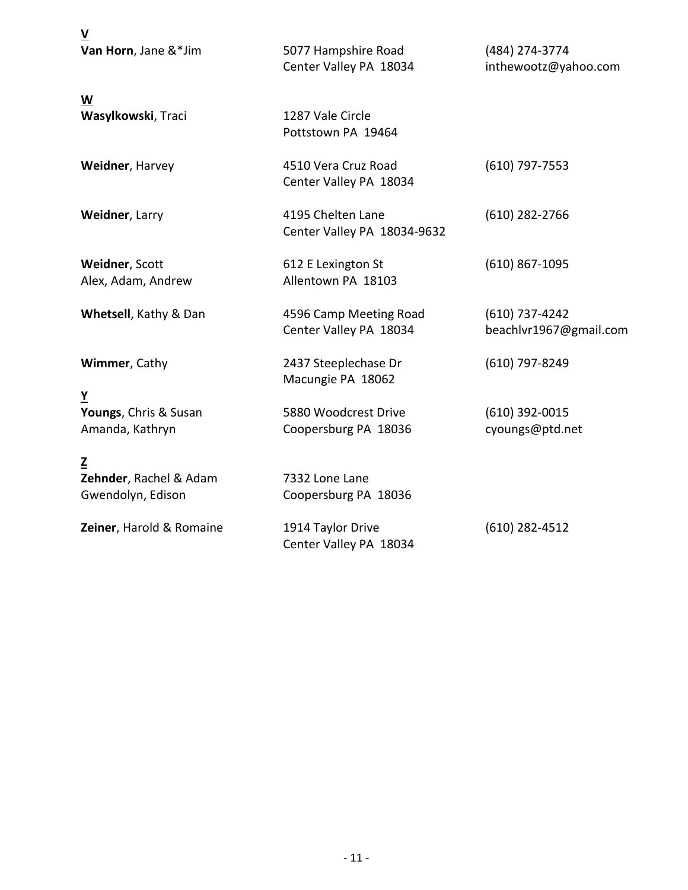**V**

| | | |
|---|---|---|
| **Van Horn**, Jane &*Jim | 5077 Hampshire Road<br>Center Valley PA 18034 | (484) 274-3774<br>inthewootz@yahoo.com |

**W**

| | | |
|---|---|---|
| **Wasylkowski**, Traci | 1287 Vale Circle<br>Pottstown PA 19464 | |
| **Weidner**, Harvey | 4510 Vera Cruz Road<br>Center Valley PA 18034 | (610) 797-7553 |
| **Weidner**, Larry | 4195 Chelten Lane<br>Center Valley PA 18034-9632 | (610) 282-2766 |
| **Weidner**, Scott<br>Alex, Adam, Andrew | 612 E Lexington St<br>Allentown PA 18103 | (610) 867-1095 |
| **Whetsell**, Kathy & Dan | 4596 Camp Meeting Road<br>Center Valley PA 18034 | (610) 737-4242<br>beachlvr1967@gmail.com |
| **Wimmer**, Cathy | 2437 Steeplechase Dr<br>Macungie PA 18062 | (610) 797-8249 |

**Y**

| | | |
|---|---|---|
| **Youngs**, Chris & Susan<br>Amanda, Kathryn | 5880 Woodcrest Drive<br>Coopersburg PA 18036 | (610) 392-0015<br>cyoungs@ptd.net |

**Z**

| | | |
|---|---|---|
| **Zehnder**, Rachel & Adam<br>Gwendolyn, Edison | 7332 Lone Lane<br>Coopersburg PA 18036 | |
| **Zeiner**, Harold & Romaine | 1914 Taylor Drive<br>Center Valley PA 18034 | (610) 282-4512 |